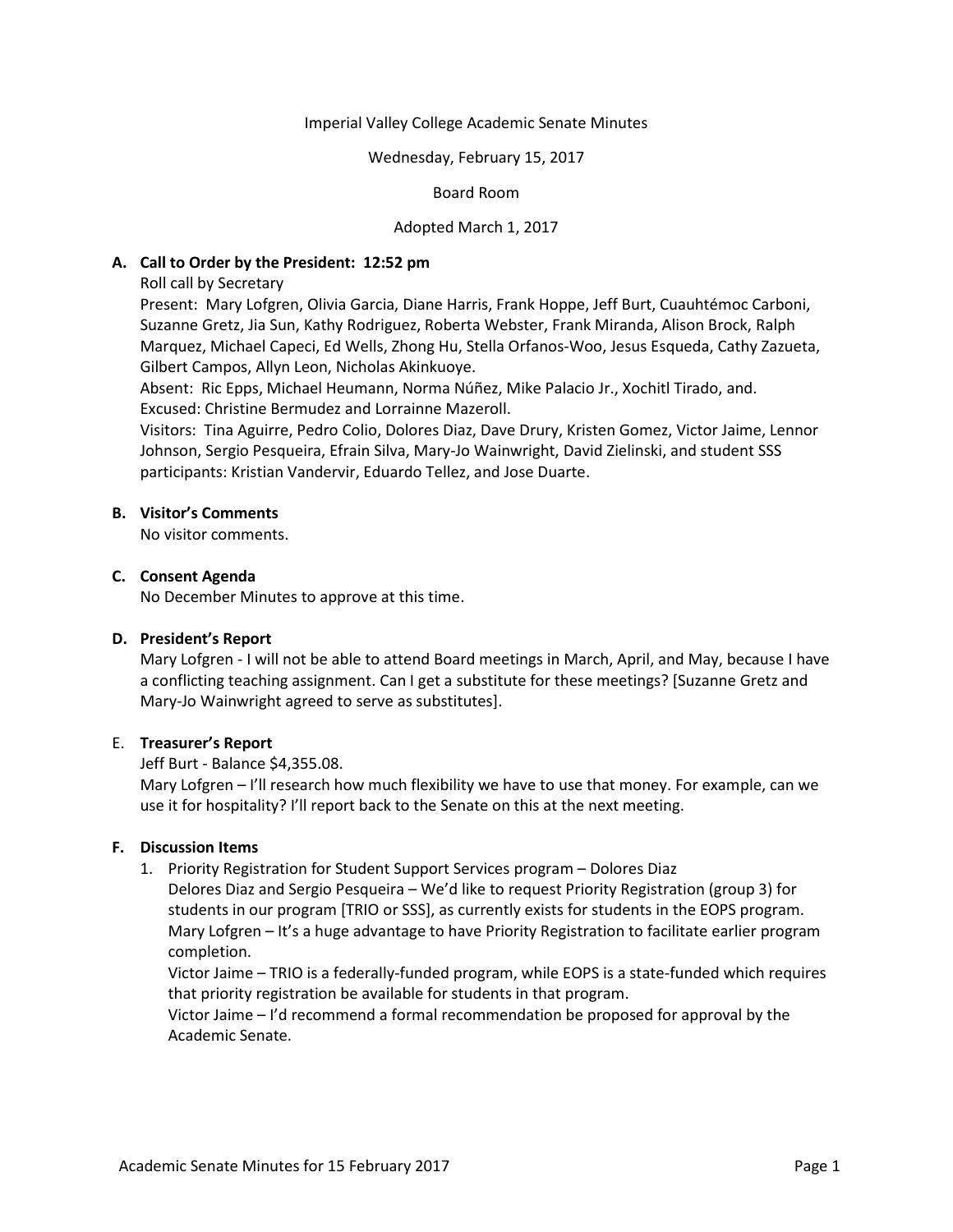Imperial Valley College Academic Senate Minutes

Wednesday, February 15, 2017

Board Room

Adopted March 1, 2017

**A. Call to Order by the President: 12:52 pm**

Roll call by Secretary

Present: Mary Lofgren, Olivia Garcia, Diane Harris, Frank Hoppe, Jeff Burt, Cuauhtémoc Carboni, Suzanne Gretz, Jia Sun, Kathy Rodriguez, Roberta Webster, Frank Miranda, Alison Brock, Ralph Marquez, Michael Capeci, Ed Wells, Zhong Hu, Stella Orfanos-Woo, Jesus Esqueda, Cathy Zazueta, Gilbert Campos, Allyn Leon, Nicholas Akinkuoye.

Absent: Ric Epps, Michael Heumann, Norma Núñez, Mike Palacio Jr., Xochitl Tirado, and.

Excused: Christine Bermudez and Lorrainne Mazeroll.

Visitors: Tina Aguirre, Pedro Colio, Dolores Diaz, Dave Drury, Kristen Gomez, Victor Jaime, Lennor Johnson, Sergio Pesqueira, Efrain Silva, Mary-Jo Wainwright, David Zielinski, and student SSS participants: Kristian Vandervir, Eduardo Tellez, and Jose Duarte.

**B. Visitor's Comments**

No visitor comments.

**C. Consent Agenda**

No December Minutes to approve at this time.

**D. President's Report**

Mary Lofgren - I will not be able to attend Board meetings in March, April, and May, because I have a conflicting teaching assignment. Can I get a substitute for these meetings? [Suzanne Gretz and Mary-Jo Wainwright agreed to serve as substitutes].

E. **Treasurer's Report**

Jeff Burt - Balance $4,355.08.

Mary Lofgren – I'll research how much flexibility we have to use that money. For example, can we use it for hospitality? I'll report back to the Senate on this at the next meeting.

**F. Discussion Items**

1. Priority Registration for Student Support Services program – Dolores Diaz

   Delores Diaz and Sergio Pesqueira – We'd like to request Priority Registration (group 3) for students in our program [TRIO or SSS], as currently exists for students in the EOPS program.

   Mary Lofgren – It's a huge advantage to have Priority Registration to facilitate earlier program completion.

   Victor Jaime – TRIO is a federally-funded program, while EOPS is a state-funded which requires that priority registration be available for students in that program.

   Victor Jaime – I'd recommend a formal recommendation be proposed for approval by the Academic Senate.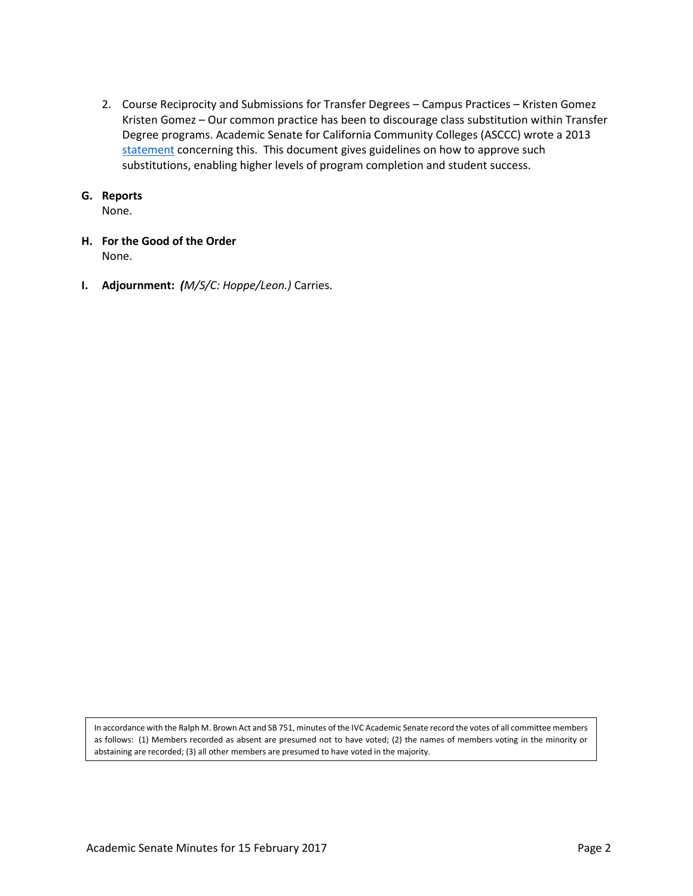2. Course Reciprocity and Submissions for Transfer Degrees – Campus Practices – Kristen Gomez
   Kristen Gomez – Our common practice has been to discourage class substitution within Transfer Degree programs. Academic Senate for California Community Colleges (ASCCC) wrote a 2013 statement concerning this. This document gives guidelines on how to approve such substitutions, enabling higher levels of program completion and student success.

**G. Reports**

None.

**H. For the Good of the Order**

None.

**I. Adjournment:** ***(****M/S/C: Hoppe/Leon.)* Carries.

In accordance with the Ralph M. Brown Act and SB 751, minutes of the IVC Academic Senate record the votes of all committee members as follows: (1) Members recorded as absent are presumed not to have voted; (2) the names of members voting in the minority or abstaining are recorded; (3) all other members are presumed to have voted in the majority.